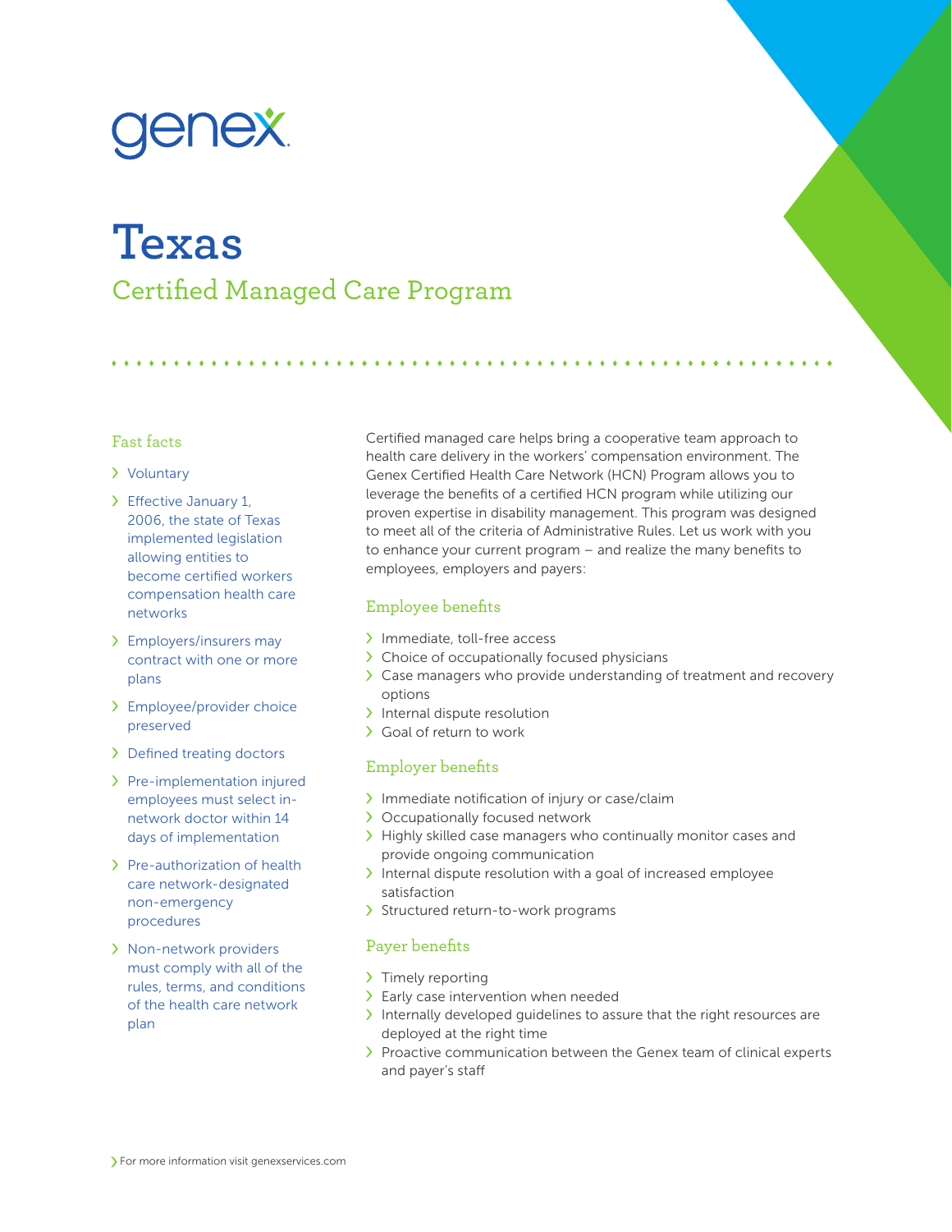genex

# Texas

## Certified Managed Care Program

### Fast facts

- Voluntary
- Effective January 1, 2006, the state of Texas implemented legislation allowing entities to become certified workers compensation health care networks
- Employers/insurers may contract with one or more plans
- Employee/provider choice preserved
- Defined treating doctors
- Pre-implementation injured employees must select in-network doctor within 14 days of implementation
- Pre-authorization of health care network-designated non-emergency procedures
- Non-network providers must comply with all of the rules, terms, and conditions of the health care network plan

Certified managed care helps bring a cooperative team approach to health care delivery in the workers' compensation environment. The Genex Certified Health Care Network (HCN) Program allows you to leverage the benefits of a certified HCN program while utilizing our proven expertise in disability management. This program was designed to meet all of the criteria of Administrative Rules. Let us work with you to enhance your current program – and realize the many benefits to employees, employers and payers:

### Employee benefits

- Immediate, toll-free access
- Choice of occupationally focused physicians
- Case managers who provide understanding of treatment and recovery options
- Internal dispute resolution
- Goal of return to work

### Employer benefits

- Immediate notification of injury or case/claim
- Occupationally focused network
- Highly skilled case managers who continually monitor cases and provide ongoing communication
- Internal dispute resolution with a goal of increased employee satisfaction
- Structured return-to-work programs

### Payer benefits

- Timely reporting
- Early case intervention when needed
- Internally developed guidelines to assure that the right resources are deployed at the right time
- Proactive communication between the Genex team of clinical experts and payer's staff

For more information visit genexservices.com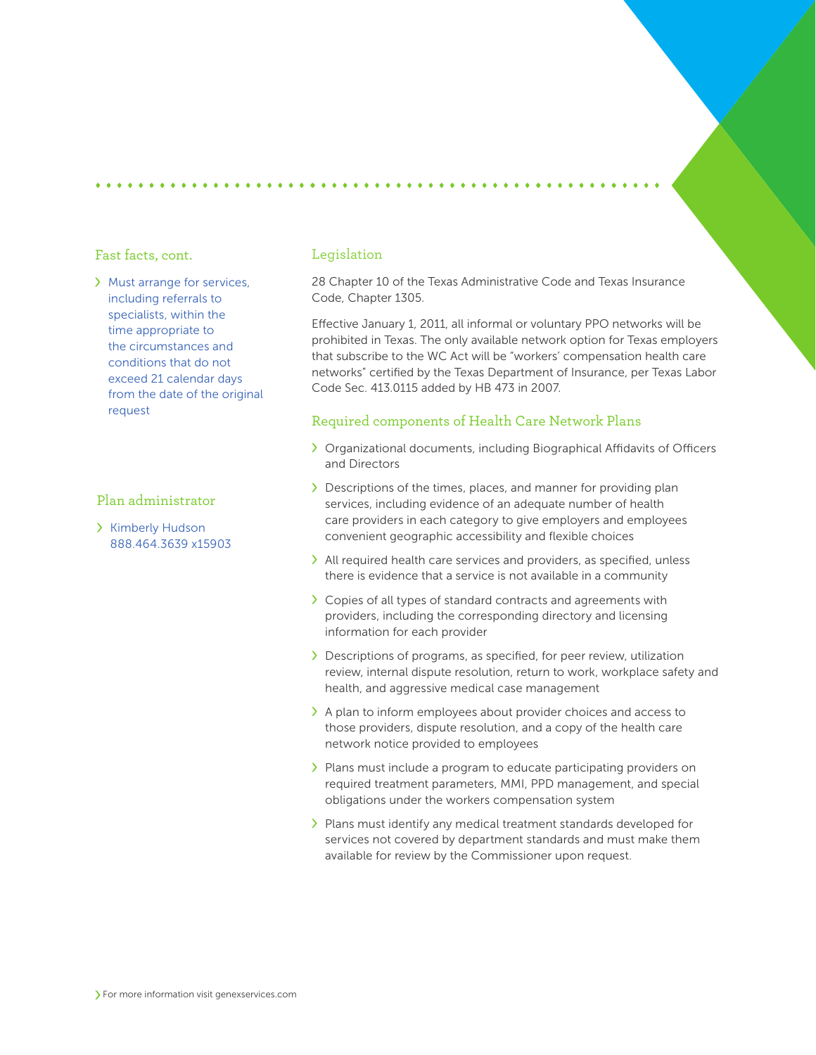## Fast facts, cont.

- Must arrange for services, including referrals to specialists, within the time appropriate to the circumstances and conditions that do not exceed 21 calendar days from the date of the original request

## Plan administrator

- Kimberly Hudson
  888.464.3639 x15903

## Legislation

28 Chapter 10 of the Texas Administrative Code and Texas Insurance Code, Chapter 1305.

Effective January 1, 2011, all informal or voluntary PPO networks will be prohibited in Texas. The only available network option for Texas employers that subscribe to the WC Act will be "workers' compensation health care networks" certified by the Texas Department of Insurance, per Texas Labor Code Sec. 413.0115 added by HB 473 in 2007.

## Required components of Health Care Network Plans

- Organizational documents, including Biographical Affidavits of Officers and Directors
- Descriptions of the times, places, and manner for providing plan services, including evidence of an adequate number of health care providers in each category to give employers and employees convenient geographic accessibility and flexible choices
- All required health care services and providers, as specified, unless there is evidence that a service is not available in a community
- Copies of all types of standard contracts and agreements with providers, including the corresponding directory and licensing information for each provider
- Descriptions of programs, as specified, for peer review, utilization review, internal dispute resolution, return to work, workplace safety and health, and aggressive medical case management
- A plan to inform employees about provider choices and access to those providers, dispute resolution, and a copy of the health care network notice provided to employees
- Plans must include a program to educate participating providers on required treatment parameters, MMI, PPD management, and special obligations under the workers compensation system
- Plans must identify any medical treatment standards developed for services not covered by department standards and must make them available for review by the Commissioner upon request.

For more information visit genexservices.com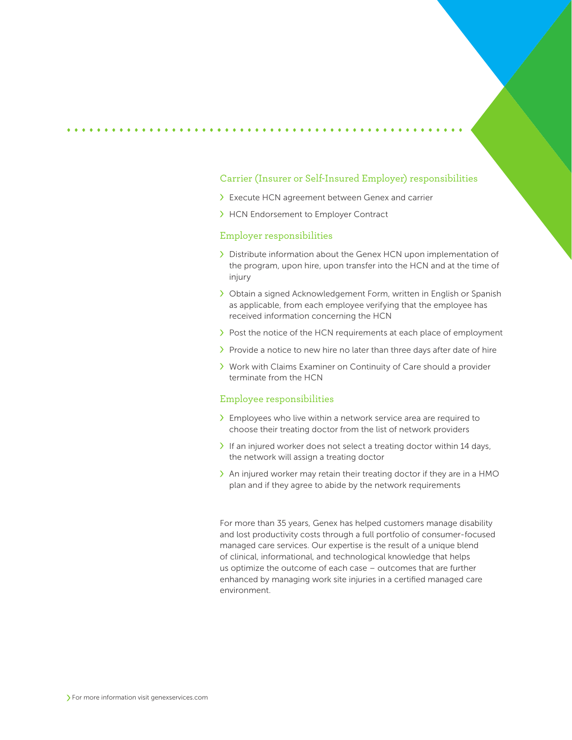## Carrier (Insurer or Self-Insured Employer) responsibilities

- Execute HCN agreement between Genex and carrier
- HCN Endorsement to Employer Contract

## Employer responsibilities

- Distribute information about the Genex HCN upon implementation of the program, upon hire, upon transfer into the HCN and at the time of injury
- Obtain a signed Acknowledgement Form, written in English or Spanish as applicable, from each employee verifying that the employee has received information concerning the HCN
- Post the notice of the HCN requirements at each place of employment
- Provide a notice to new hire no later than three days after date of hire
- Work with Claims Examiner on Continuity of Care should a provider terminate from the HCN

## Employee responsibilities

- Employees who live within a network service area are required to choose their treating doctor from the list of network providers
- If an injured worker does not select a treating doctor within 14 days, the network will assign a treating doctor
- An injured worker may retain their treating doctor if they are in a HMO plan and if they agree to abide by the network requirements

For more than 35 years, Genex has helped customers manage disability and lost productivity costs through a full portfolio of consumer-focused managed care services. Our expertise is the result of a unique blend of clinical, informational, and technological knowledge that helps us optimize the outcome of each case – outcomes that are further enhanced by managing work site injuries in a certified managed care environment.

For more information visit genexservices.com